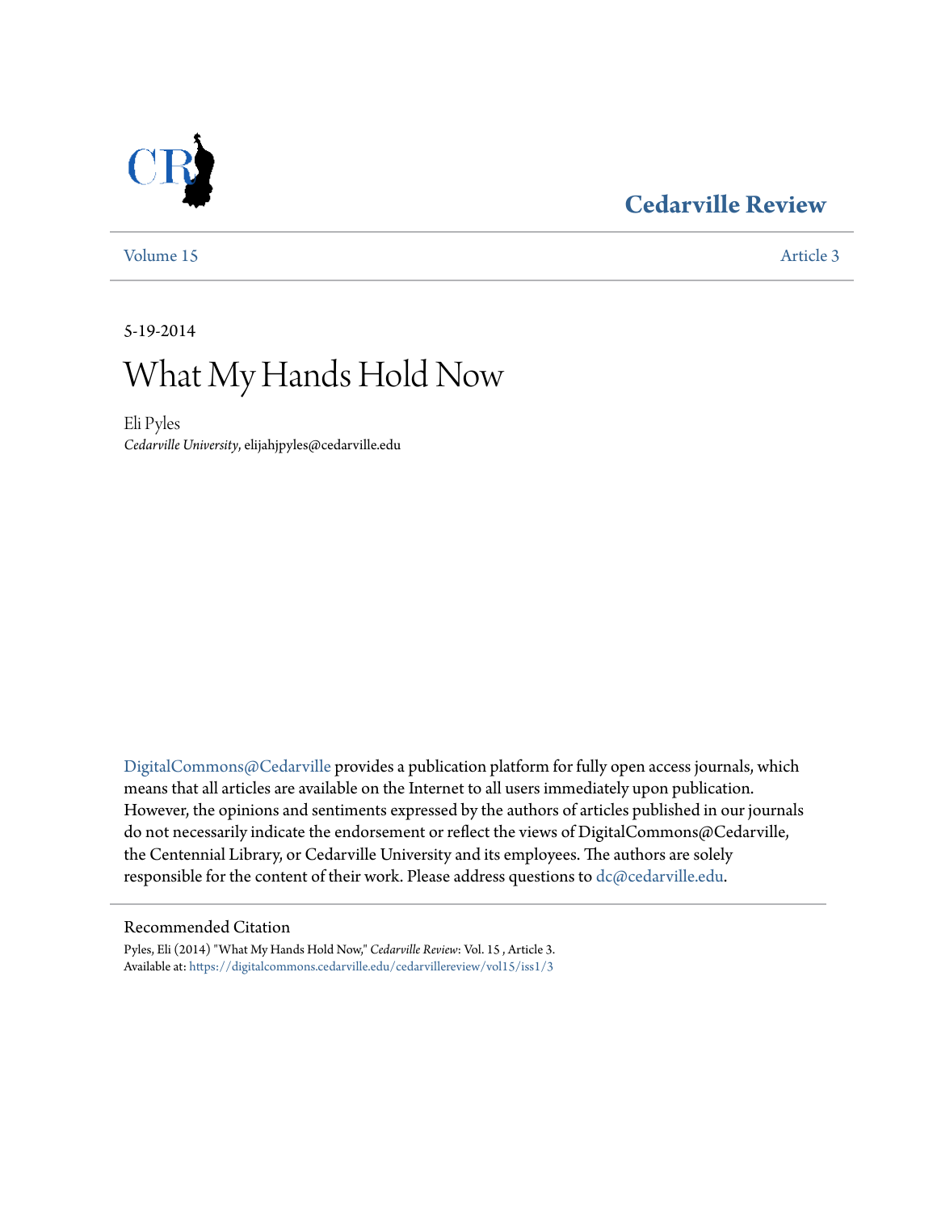Cedarville Review

Volume 15 | Article 3

5-19-2014

# What My Hands Hold Now

Eli Pyles
*Cedarville University*, elijahjpyles@cedarville.edu

DigitalCommons@Cedarville provides a publication platform for fully open access journals, which means that all articles are available on the Internet to all users immediately upon publication. However, the opinions and sentiments expressed by the authors of articles published in our journals do not necessarily indicate the endorsement or reflect the views of DigitalCommons@Cedarville, the Centennial Library, or Cedarville University and its employees. The authors are solely responsible for the content of their work. Please address questions to dc@cedarville.edu.

## Recommended Citation

Pyles, Eli (2014) "What My Hands Hold Now," *Cedarville Review*: Vol. 15 , Article 3.
Available at: https://digitalcommons.cedarville.edu/cedarvillereview/vol15/iss1/3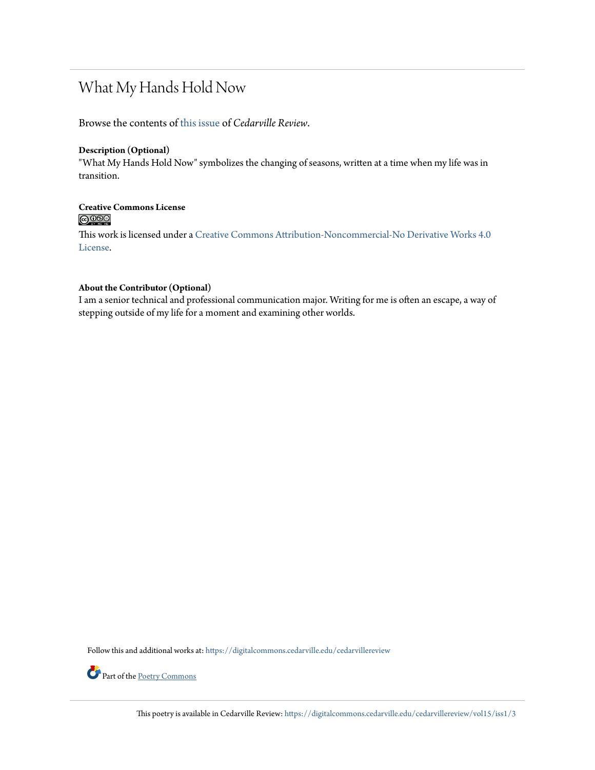# What My Hands Hold Now

Browse the contents of this issue of *Cedarville Review*.

**Description (Optional)**

"What My Hands Hold Now" symbolizes the changing of seasons, written at a time when my life was in transition.

**Creative Commons License**

This work is licensed under a Creative Commons Attribution-Noncommercial-No Derivative Works 4.0 License.

**About the Contributor (Optional)**

I am a senior technical and professional communication major. Writing for me is often an escape, a way of stepping outside of my life for a moment and examining other worlds.

Follow this and additional works at: https://digitalcommons.cedarville.edu/cedarvillereview

Part of the Poetry Commons

This poetry is available in Cedarville Review: https://digitalcommons.cedarville.edu/cedarvillereview/vol15/iss1/3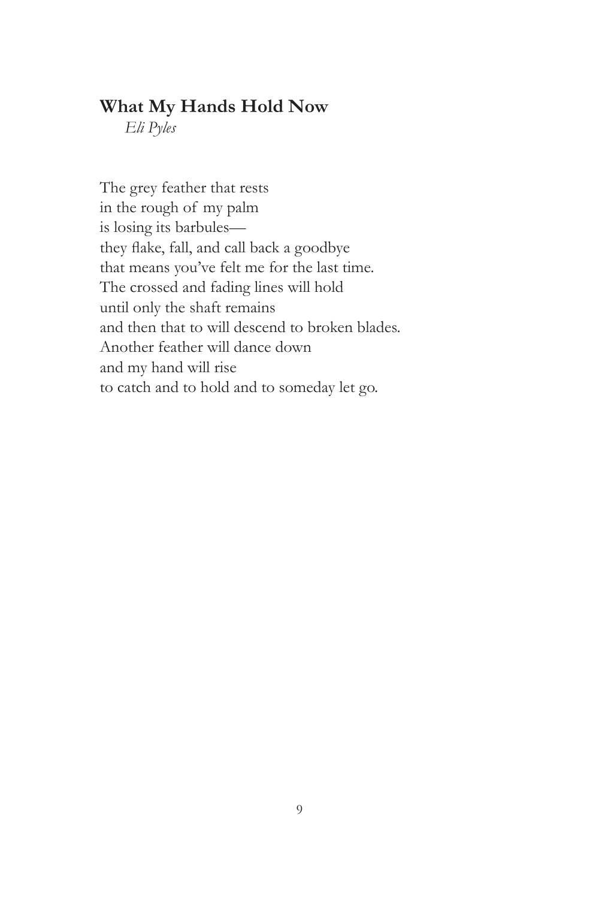## What My Hands Hold Now

*Eli Pyles*

The grey feather that rests  
in the rough of my palm  
is losing its barbules—  
they flake, fall, and call back a goodbye  
that means you've felt me for the last time.  
The crossed and fading lines will hold  
until only the shaft remains  
and then that to will descend to broken blades.  
Another feather will dance down  
and my hand will rise  
to catch and to hold and to someday let go.